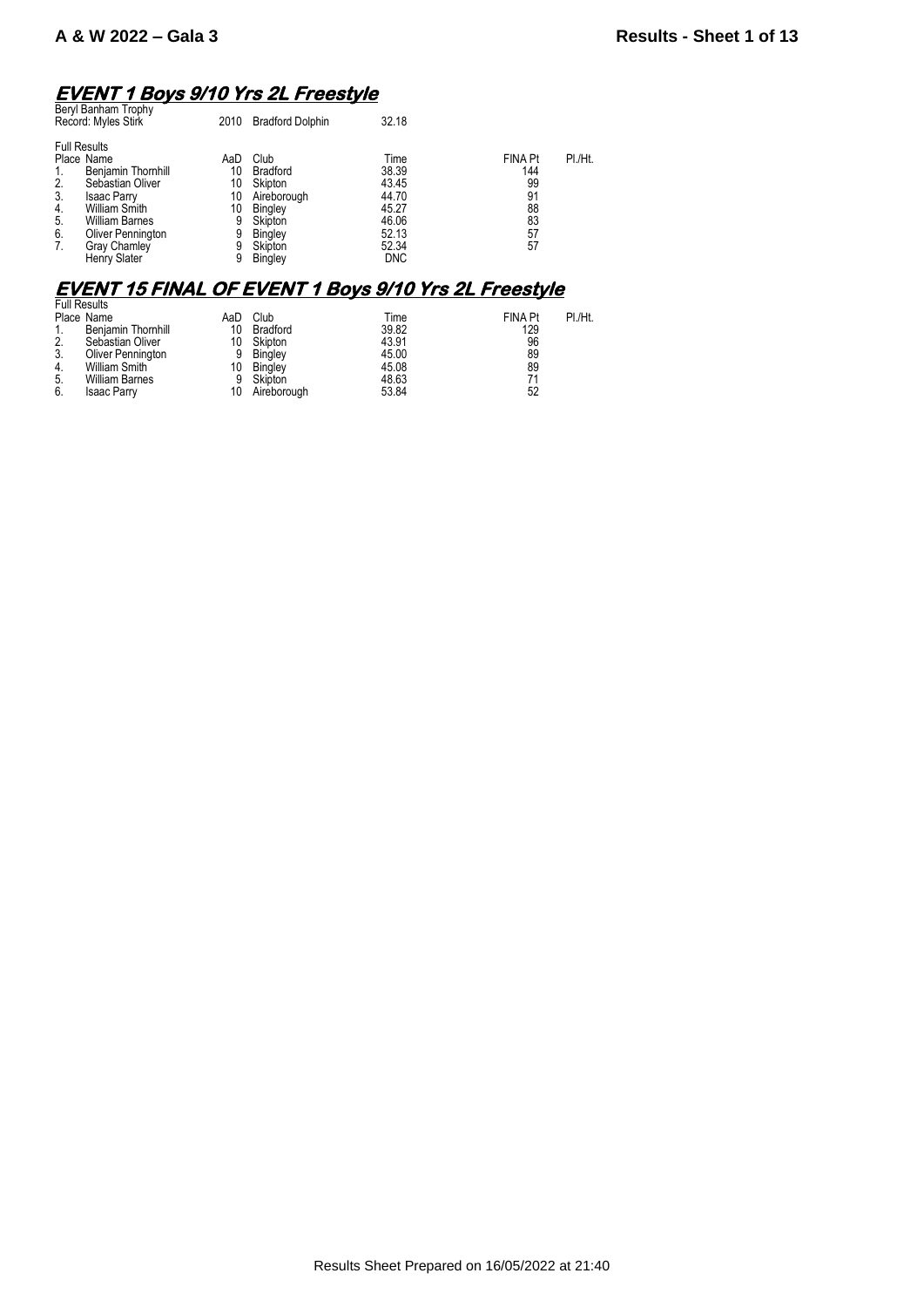# EVENT 1 Boys 9/10 Yrs 2L Freestyle

Beryl Banham Trophy

| Record: Myles Stirk | 2010 | Bradford Dolphin | 32.18 |
|---|---|---|---|

Full Results

| Place | Name | AaD | Club | Time | FINA Pt | Pl./Ht. |
|---|---|---|---|---|---|---|
| 1. | Benjamin Thornhill | 10 | Bradford | 38.39 | 144 | |
| 2. | Sebastian Oliver | 10 | Skipton | 43.45 | 99 | |
| 3. | Isaac Parry | 10 | Aireborough | 44.70 | 91 | |
| 4. | William Smith | 10 | Bingley | 45.27 | 88 | |
| 5. | William Barnes | 9 | Skipton | 46.06 | 83 | |
| 6. | Oliver Pennington | 9 | Bingley | 52.13 | 57 | |
| 7. | Gray Chamley | 9 | Skipton | 52.34 | 57 | |
| | Henry Slater | 9 | Bingley | DNC | | |

# EVENT 15 FINAL OF EVENT 1 Boys 9/10 Yrs 2L Freestyle

Full Results

| Place | Name | AaD | Club | Time | FINA Pt | Pl./Ht. |
|---|---|---|---|---|---|---|
| 1. | Benjamin Thornhill | 10 | Bradford | 39.82 | 129 | |
| 2. | Sebastian Oliver | 10 | Skipton | 43.91 | 96 | |
| 3. | Oliver Pennington | 9 | Bingley | 45.00 | 89 | |
| 4. | William Smith | 10 | Bingley | 45.08 | 89 | |
| 5. | William Barnes | 9 | Skipton | 48.63 | 71 | |
| 6. | Isaac Parry | 10 | Aireborough | 53.84 | 52 | |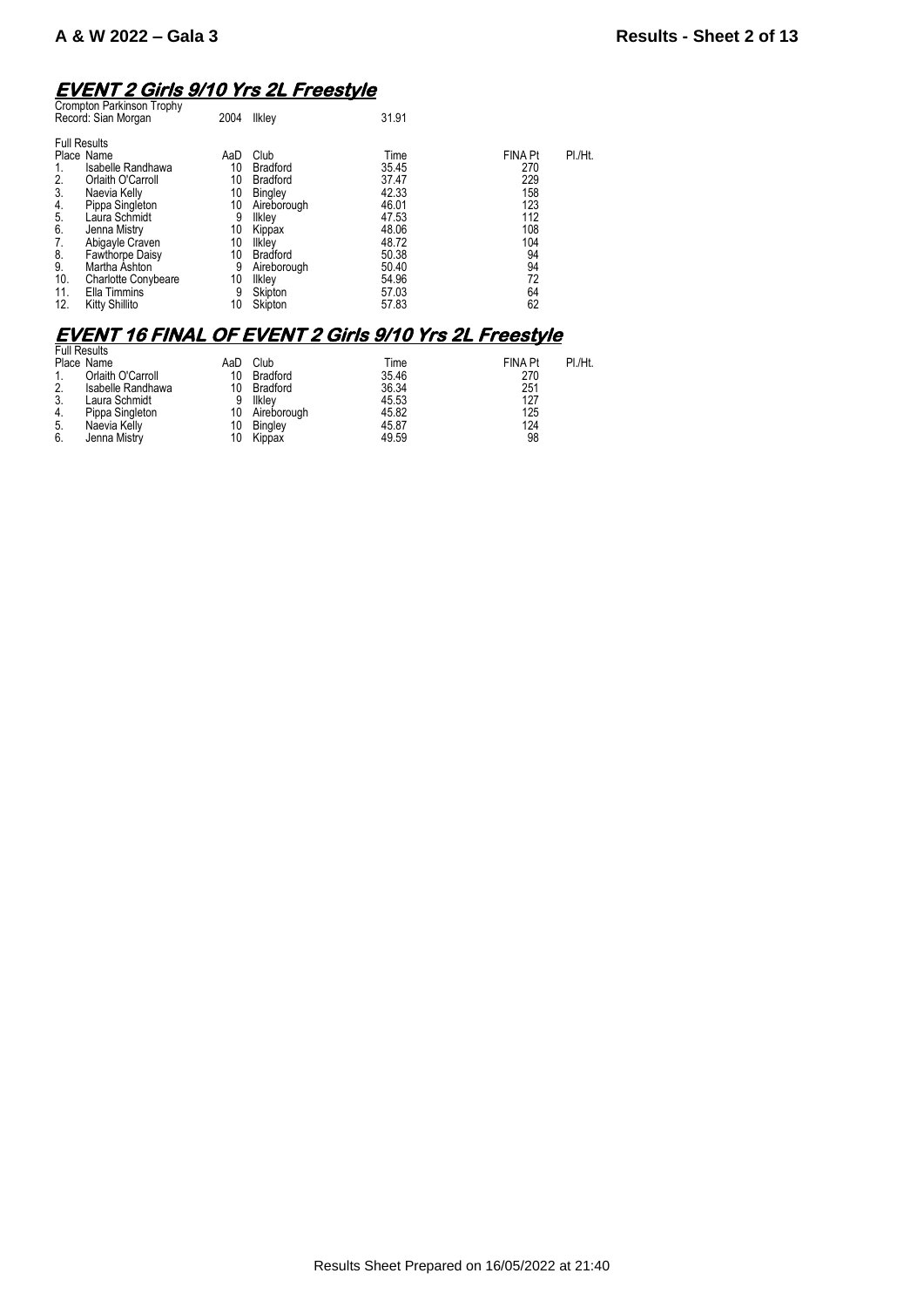# EVENT 2 Girls 9/10 Yrs 2L Freestyle

Crompton Parkinson Trophy
Record: Sian Morgan 2004 Ilkley 31.91

Full Results

| Place | Name | AaD | Club | Time | FINA Pt | Pl./Ht. |
|---|---|---|---|---|---|---|
| 1. | Isabelle Randhawa | 10 | Bradford | 35.45 | 270 | |
| 2. | Orlaith O'Carroll | 10 | Bradford | 37.47 | 229 | |
| 3. | Naevia Kelly | 10 | Bingley | 42.33 | 158 | |
| 4. | Pippa Singleton | 10 | Aireborough | 46.01 | 123 | |
| 5. | Laura Schmidt | 9 | Ilkley | 47.53 | 112 | |
| 6. | Jenna Mistry | 10 | Kippax | 48.06 | 108 | |
| 7. | Abigayle Craven | 10 | Ilkley | 48.72 | 104 | |
| 8. | Fawthorpe Daisy | 10 | Bradford | 50.38 | 94 | |
| 9. | Martha Ashton | 9 | Aireborough | 50.40 | 94 | |
| 10. | Charlotte Conybeare | 10 | Ilkley | 54.96 | 72 | |
| 11. | Ella Timmins | 9 | Skipton | 57.03 | 64 | |
| 12. | Kitty Shillito | 10 | Skipton | 57.83 | 62 | |

# EVENT 16 FINAL OF EVENT 2 Girls 9/10 Yrs 2L Freestyle

Full Results

| Place | Name | AaD | Club | Time | FINA Pt | Pl./Ht. |
|---|---|---|---|---|---|---|
| 1. | Orlaith O'Carroll | 10 | Bradford | 35.46 | 270 | |
| 2. | Isabelle Randhawa | 10 | Bradford | 36.34 | 251 | |
| 3. | Laura Schmidt | 9 | Ilkley | 45.53 | 127 | |
| 4. | Pippa Singleton | 10 | Aireborough | 45.82 | 125 | |
| 5. | Naevia Kelly | 10 | Bingley | 45.87 | 124 | |
| 6. | Jenna Mistry | 10 | Kippax | 49.59 | 98 | |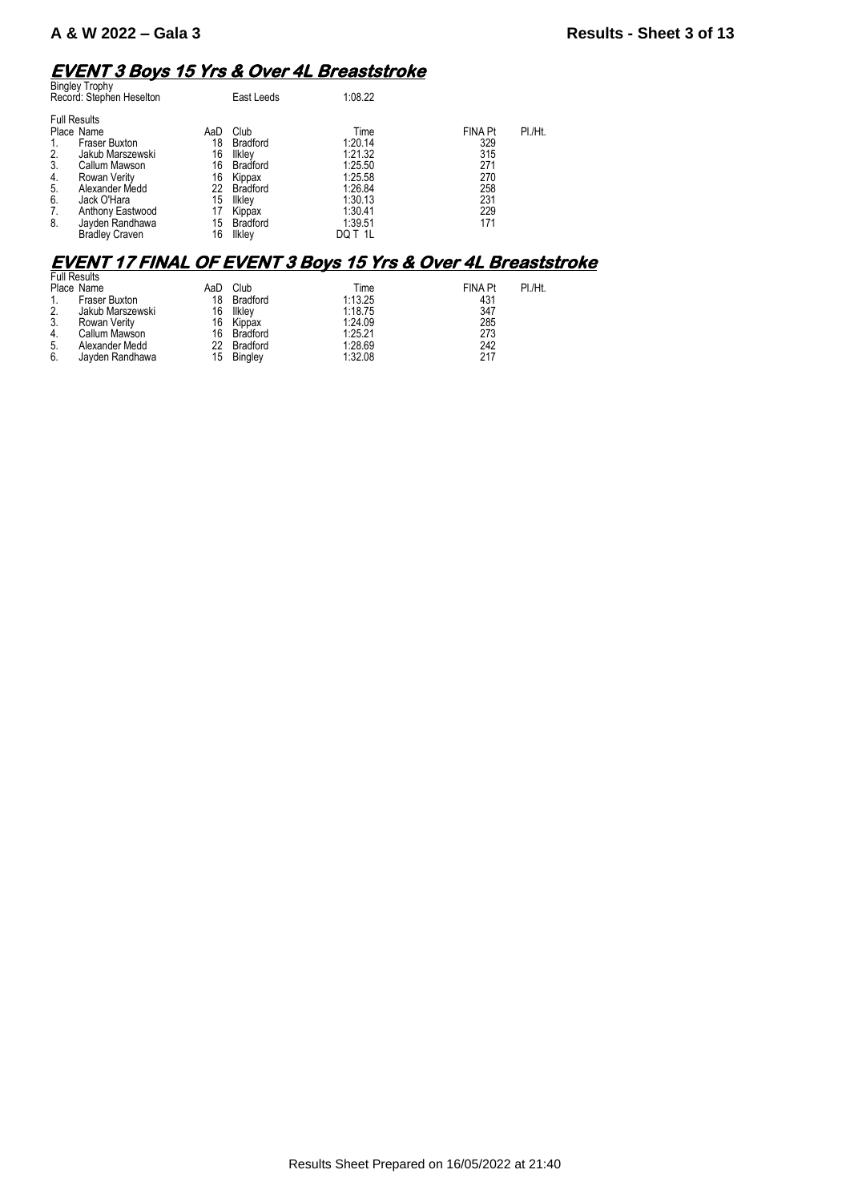## EVENT 3 Boys 15 Yrs & Over 4L Breaststroke

Bingley Trophy

Record: Stephen Heselton — East Leeds — 1:08.22

Full Results

| Place | Name | AaD | Club | Time | FINA Pt | Pl./Ht. |
|---|---|---|---|---|---|---|
| 1. | Fraser Buxton | 18 | Bradford | 1:20.14 | 329 | |
| 2. | Jakub Marszewski | 16 | Ilkley | 1:21.32 | 315 | |
| 3. | Callum Mawson | 16 | Bradford | 1:25.50 | 271 | |
| 4. | Rowan Verity | 16 | Kippax | 1:25.58 | 270 | |
| 5. | Alexander Medd | 22 | Bradford | 1:26.84 | 258 | |
| 6. | Jack O'Hara | 15 | Ilkley | 1:30.13 | 231 | |
| 7. | Anthony Eastwood | 17 | Kippax | 1:30.41 | 229 | |
| 8. | Jayden Randhawa | 15 | Bradford | 1:39.51 | 171 | |
| | Bradley Craven | 16 | Ilkley | DQ T 1L | | |

## EVENT 17 FINAL OF EVENT 3 Boys 15 Yrs & Over 4L Breaststroke

Full Results

| Place | Name | AaD | Club | Time | FINA Pt | Pl./Ht. |
|---|---|---|---|---|---|---|
| 1. | Fraser Buxton | 18 | Bradford | 1:13.25 | 431 | |
| 2. | Jakub Marszewski | 16 | Ilkley | 1:18.75 | 347 | |
| 3. | Rowan Verity | 16 | Kippax | 1:24.09 | 285 | |
| 4. | Callum Mawson | 16 | Bradford | 1:25.21 | 273 | |
| 5. | Alexander Medd | 22 | Bradford | 1:28.69 | 242 | |
| 6. | Jayden Randhawa | 15 | Bingley | 1:32.08 | 217 | |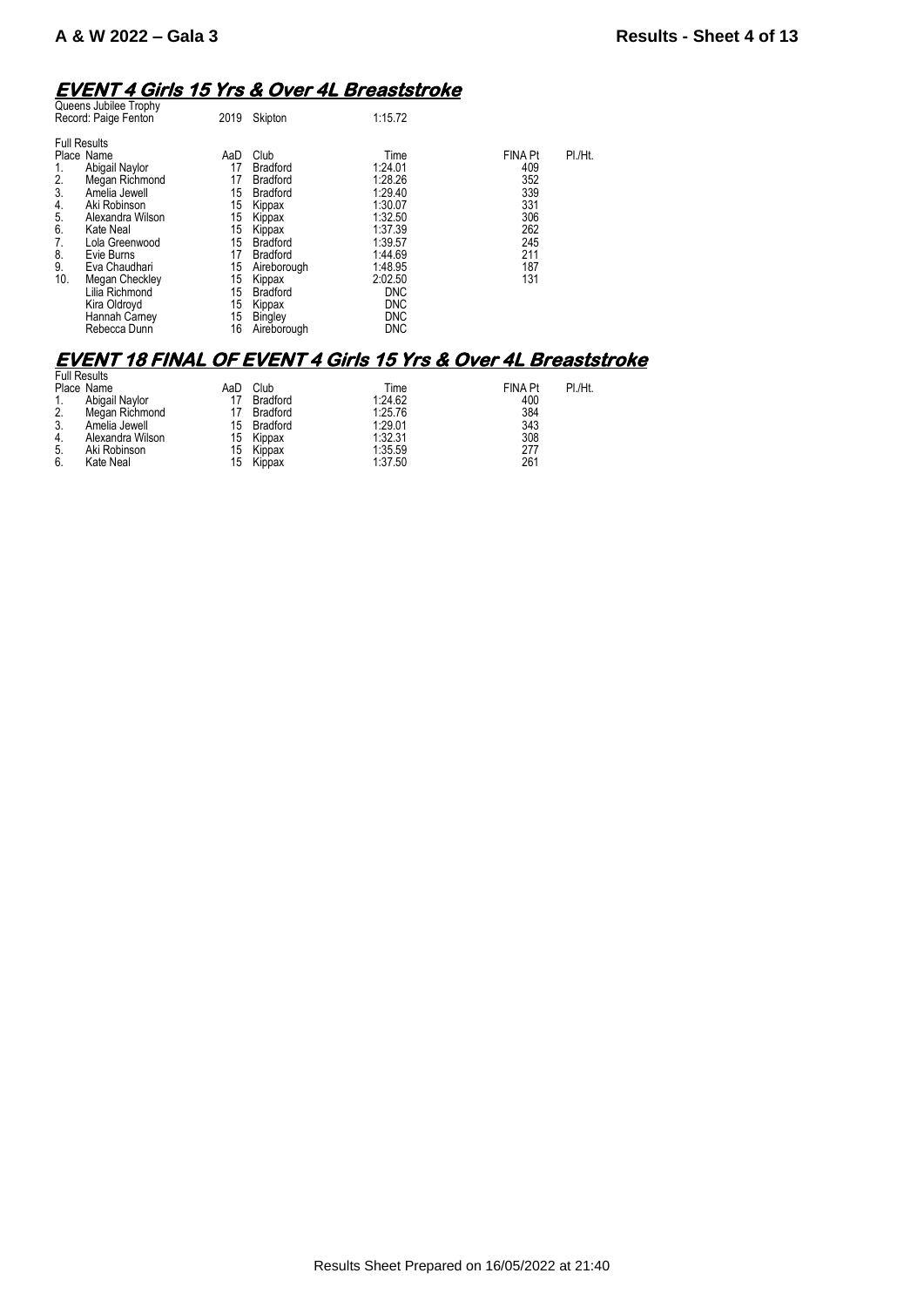## EVENT 4 Girls 15 Yrs & Over 4L Breaststroke

Queens Jubilee Trophy

| Record: Paige Fenton | 2019 | Skipton | 1:15.72 |
|---|---|---|---|

Full Results

| Place | Name | AaD | Club | Time | FINA Pt | Pl./Ht. |
|---|---|---|---|---|---|---|
| 1. | Abigail Naylor | 17 | Bradford | 1:24.01 | 409 | |
| 2. | Megan Richmond | 17 | Bradford | 1:28.26 | 352 | |
| 3. | Amelia Jewell | 15 | Bradford | 1:29.40 | 339 | |
| 4. | Aki Robinson | 15 | Kippax | 1:30.07 | 331 | |
| 5. | Alexandra Wilson | 15 | Kippax | 1:32.50 | 306 | |
| 6. | Kate Neal | 15 | Kippax | 1:37.39 | 262 | |
| 7. | Lola Greenwood | 15 | Bradford | 1:39.57 | 245 | |
| 8. | Evie Burns | 17 | Bradford | 1:44.69 | 211 | |
| 9. | Eva Chaudhari | 15 | Aireborough | 1:48.95 | 187 | |
| 10. | Megan Checkley | 15 | Kippax | 2:02.50 | 131 | |
| | Lilia Richmond | 15 | Bradford | DNC | | |
| | Kira Oldroyd | 15 | Kippax | DNC | | |
| | Hannah Carney | 15 | Bingley | DNC | | |
| | Rebecca Dunn | 16 | Aireborough | DNC | | |

## EVENT 18 FINAL OF EVENT 4 Girls 15 Yrs & Over 4L Breaststroke

Full Results

| Place | Name | AaD | Club | Time | FINA Pt | Pl./Ht. |
|---|---|---|---|---|---|---|
| 1. | Abigail Naylor | 17 | Bradford | 1:24.62 | 400 | |
| 2. | Megan Richmond | 17 | Bradford | 1:25.76 | 384 | |
| 3. | Amelia Jewell | 15 | Bradford | 1:29.01 | 343 | |
| 4. | Alexandra Wilson | 15 | Kippax | 1:32.31 | 308 | |
| 5. | Aki Robinson | 15 | Kippax | 1:35.59 | 277 | |
| 6. | Kate Neal | 15 | Kippax | 1:37.50 | 261 | |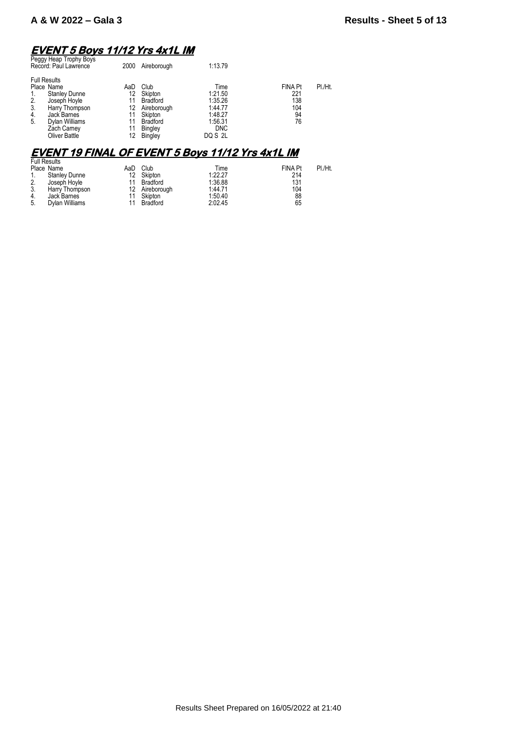## EVENT 5 Boys 11/12 Yrs 4x1L IM

Peggy Heap Trophy Boys

| Record: Paul Lawrence | 2000 | Aireborough | 1:13.79 |
|---|---|---|---|

Full Results

| Place | Name | AaD | Club | Time | FINA Pt | Pl./Ht. |
|---|---|---|---|---|---|---|
| 1. | Stanley Dunne | 12 | Skipton | 1:21.50 | 221 | |
| 2. | Joseph Hoyle | 11 | Bradford | 1:35.26 | 138 | |
| 3. | Harry Thompson | 12 | Aireborough | 1:44.77 | 104 | |
| 4. | Jack Barnes | 11 | Skipton | 1:48.27 | 94 | |
| 5. | Dylan Williams | 11 | Bradford | 1:56.31 | 76 | |
| | Zach Carney | 11 | Bingley | DNC | | |
| | Oliver Battle | 12 | Bingley | DQ S 2L | | |

## EVENT 19 FINAL OF EVENT 5 Boys 11/12 Yrs 4x1L IM

Full Results

| Place | Name | AaD | Club | Time | FINA Pt | Pl./Ht. |
|---|---|---|---|---|---|---|
| 1. | Stanley Dunne | 12 | Skipton | 1:22.27 | 214 | |
| 2. | Joseph Hoyle | 11 | Bradford | 1:36.88 | 131 | |
| 3. | Harry Thompson | 12 | Aireborough | 1:44.71 | 104 | |
| 4. | Jack Barnes | 11 | Skipton | 1:50.40 | 88 | |
| 5. | Dylan Williams | 11 | Bradford | 2:02.45 | 65 | |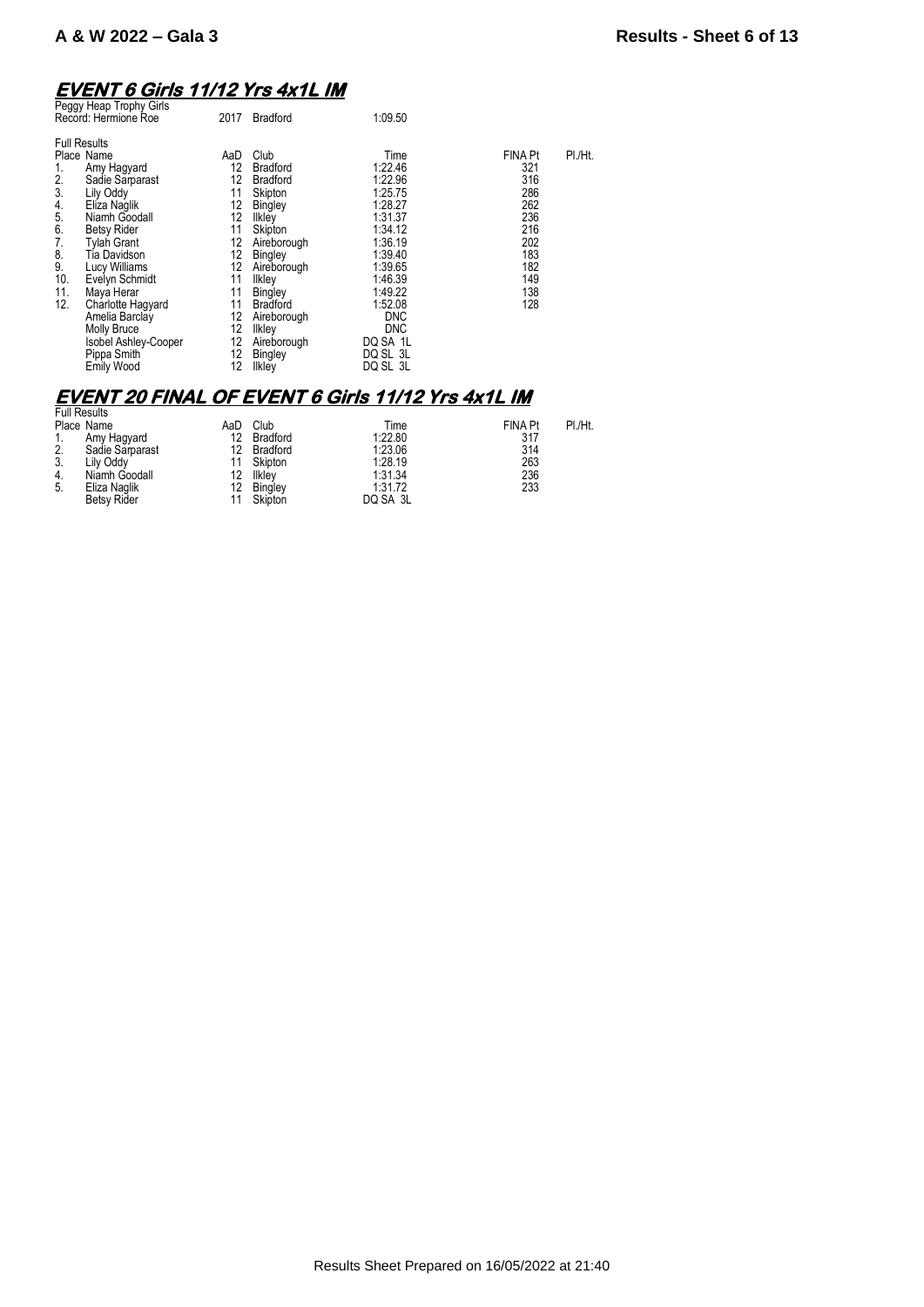## EVENT 6 Girls 11/12 Yrs 4x1L IM

Peggy Heap Trophy Girls
Record: Hermione Roe 2017 Bradford 1:09.50

Full Results

| Place | Name | AaD | Club | Time | FINA Pt | Pl./Ht. |
|---|---|---|---|---|---|---|
| 1. | Amy Hagyard | 12 | Bradford | 1:22.46 | 321 | |
| 2. | Sadie Sarparast | 12 | Bradford | 1:22.96 | 316 | |
| 3. | Lily Oddy | 11 | Skipton | 1:25.75 | 286 | |
| 4. | Eliza Naglik | 12 | Bingley | 1:28.27 | 262 | |
| 5. | Niamh Goodall | 12 | Ilkley | 1:31.37 | 236 | |
| 6. | Betsy Rider | 11 | Skipton | 1:34.12 | 216 | |
| 7. | Tylah Grant | 12 | Aireborough | 1:36.19 | 202 | |
| 8. | Tia Davidson | 12 | Bingley | 1:39.40 | 183 | |
| 9. | Lucy Williams | 12 | Aireborough | 1:39.65 | 182 | |
| 10. | Evelyn Schmidt | 11 | Ilkley | 1:46.39 | 149 | |
| 11. | Maya Herar | 11 | Bingley | 1:49.22 | 138 | |
| 12. | Charlotte Hagyard | 11 | Bradford | 1:52.08 | 128 | |
| | Amelia Barclay | 12 | Aireborough | DNC | | |
| | Molly Bruce | 12 | Ilkley | DNC | | |
| | Isobel Ashley-Cooper | 12 | Aireborough | DQ SA 1L | | |
| | Pippa Smith | 12 | Bingley | DQ SL 3L | | |
| | Emily Wood | 12 | Ilkley | DQ SL 3L | | |

## EVENT 20 FINAL OF EVENT 6 Girls 11/12 Yrs 4x1L IM

Full Results

| Place | Name | AaD | Club | Time | FINA Pt | Pl./Ht. |
|---|---|---|---|---|---|---|
| 1. | Amy Hagyard | 12 | Bradford | 1:22.80 | 317 | |
| 2. | Sadie Sarparast | 12 | Bradford | 1:23.06 | 314 | |
| 3. | Lily Oddy | 11 | Skipton | 1:28.19 | 263 | |
| 4. | Niamh Goodall | 12 | Ilkley | 1:31.34 | 236 | |
| 5. | Eliza Naglik | 12 | Bingley | 1:31.72 | 233 | |
| | Betsy Rider | 11 | Skipton | DQ SA 3L | | |

Results Sheet Prepared on 16/05/2022 at 21:40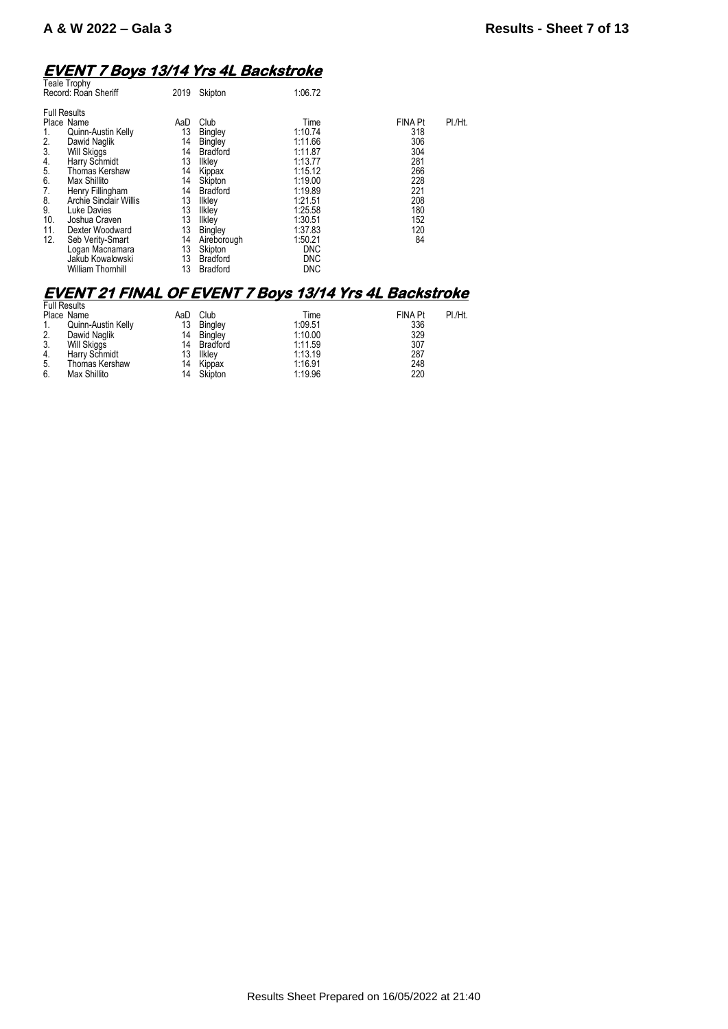A & W 2022 – Gala 3

## EVENT 7 Boys 13/14 Yrs 4L Backstroke

Teale Trophy

| Record: Roan Sheriff | 2019 | Skipton | 1:06.72 |
|---|---|---|---|

Full Results

| Place | Name | AaD | Club | Time | FINA Pt | Pl./Ht. |
|---|---|---|---|---|---|---|
| 1. | Quinn-Austin Kelly | 13 | Bingley | 1:10.74 | 318 | |
| 2. | Dawid Naglik | 14 | Bingley | 1:11.66 | 306 | |
| 3. | Will Skiggs | 14 | Bradford | 1:11.87 | 304 | |
| 4. | Harry Schmidt | 13 | Ilkley | 1:13.77 | 281 | |
| 5. | Thomas Kershaw | 14 | Kippax | 1:15.12 | 266 | |
| 6. | Max Shillito | 14 | Skipton | 1:19.00 | 228 | |
| 7. | Henry Fillingham | 14 | Bradford | 1:19.89 | 221 | |
| 8. | Archie Sinclair Willis | 13 | Ilkley | 1:21.51 | 208 | |
| 9. | Luke Davies | 13 | Ilkley | 1:25.58 | 180 | |
| 10. | Joshua Craven | 13 | Ilkley | 1:30.51 | 152 | |
| 11. | Dexter Woodward | 13 | Bingley | 1:37.83 | 120 | |
| 12. | Seb Verity-Smart | 14 | Aireborough | 1:50.21 | 84 | |
| | Logan Macnamara | 13 | Skipton | DNC | | |
| | Jakub Kowalowski | 13 | Bradford | DNC | | |
| | William Thornhill | 13 | Bradford | DNC | | |

## EVENT 21 FINAL OF EVENT 7 Boys 13/14 Yrs 4L Backstroke

Full Results

| Place | Name | AaD | Club | Time | FINA Pt | Pl./Ht. |
|---|---|---|---|---|---|---|
| 1. | Quinn-Austin Kelly | 13 | Bingley | 1:09.51 | 336 | |
| 2. | Dawid Naglik | 14 | Bingley | 1:10.00 | 329 | |
| 3. | Will Skiggs | 14 | Bradford | 1:11.59 | 307 | |
| 4. | Harry Schmidt | 13 | Ilkley | 1:13.19 | 287 | |
| 5. | Thomas Kershaw | 14 | Kippax | 1:16.91 | 248 | |
| 6. | Max Shillito | 14 | Skipton | 1:19.96 | 220 | |

Results Sheet Prepared on 16/05/2022 at 21:40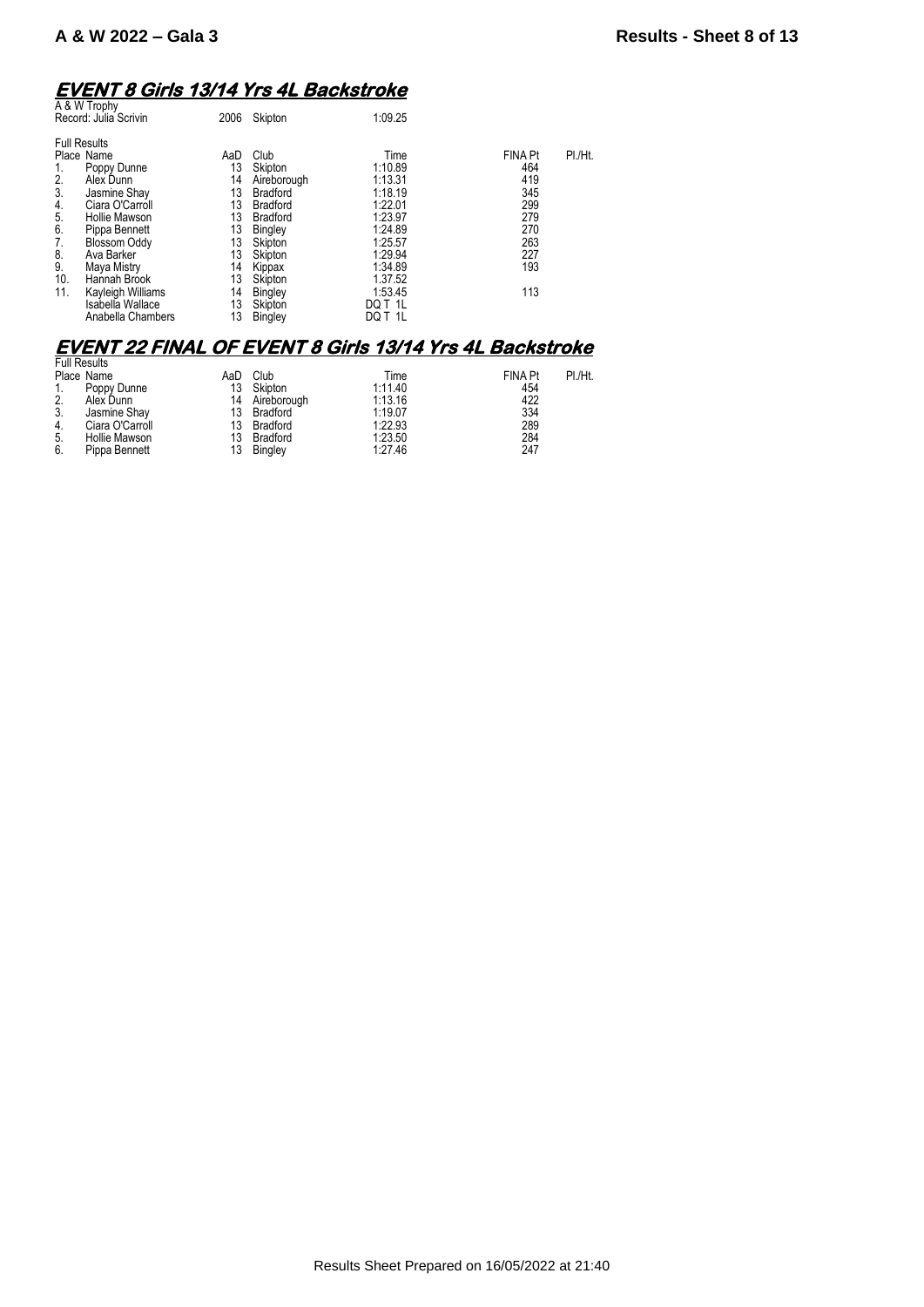## EVENT 8 Girls 13/14 Yrs 4L Backstroke

A & W Trophy

Record: Julia Scrivin 2006 Skipton 1:09.25

Full Results

| Place | Name | AaD | Club | Time | FINA Pt | Pl./Ht. |
|---|---|---|---|---|---|---|
| 1. | Poppy Dunne | 13 | Skipton | 1:10.89 | 464 | |
| 2. | Alex Dunn | 14 | Aireborough | 1:13.31 | 419 | |
| 3. | Jasmine Shay | 13 | Bradford | 1:18.19 | 345 | |
| 4. | Ciara O'Carroll | 13 | Bradford | 1:22.01 | 299 | |
| 5. | Hollie Mawson | 13 | Bradford | 1:23.97 | 279 | |
| 6. | Pippa Bennett | 13 | Bingley | 1:24.89 | 270 | |
| 7. | Blossom Oddy | 13 | Skipton | 1:25.57 | 263 | |
| 8. | Ava Barker | 13 | Skipton | 1:29.94 | 227 | |
| 9. | Maya Mistry | 14 | Kippax | 1:34.89 | 193 | |
| 10. | Hannah Brook | 13 | Skipton | 1.37.52 | | |
| 11. | Kayleigh Williams | 14 | Bingley | 1:53.45 | 113 | |
| | Isabella Wallace | 13 | Skipton | DQ T 1L | | |
| | Anabella Chambers | 13 | Bingley | DQ T 1L | | |

## EVENT 22 FINAL OF EVENT 8 Girls 13/14 Yrs 4L Backstroke

Full Results

| Place | Name | AaD | Club | Time | FINA Pt | Pl./Ht. |
|---|---|---|---|---|---|---|
| 1. | Poppy Dunne | 13 | Skipton | 1:11.40 | 454 | |
| 2. | Alex Dunn | 14 | Aireborough | 1:13.16 | 422 | |
| 3. | Jasmine Shay | 13 | Bradford | 1:19.07 | 334 | |
| 4. | Ciara O'Carroll | 13 | Bradford | 1:22.93 | 289 | |
| 5. | Hollie Mawson | 13 | Bradford | 1:23.50 | 284 | |
| 6. | Pippa Bennett | 13 | Bingley | 1:27.46 | 247 | |

Results Sheet Prepared on 16/05/2022 at 21:40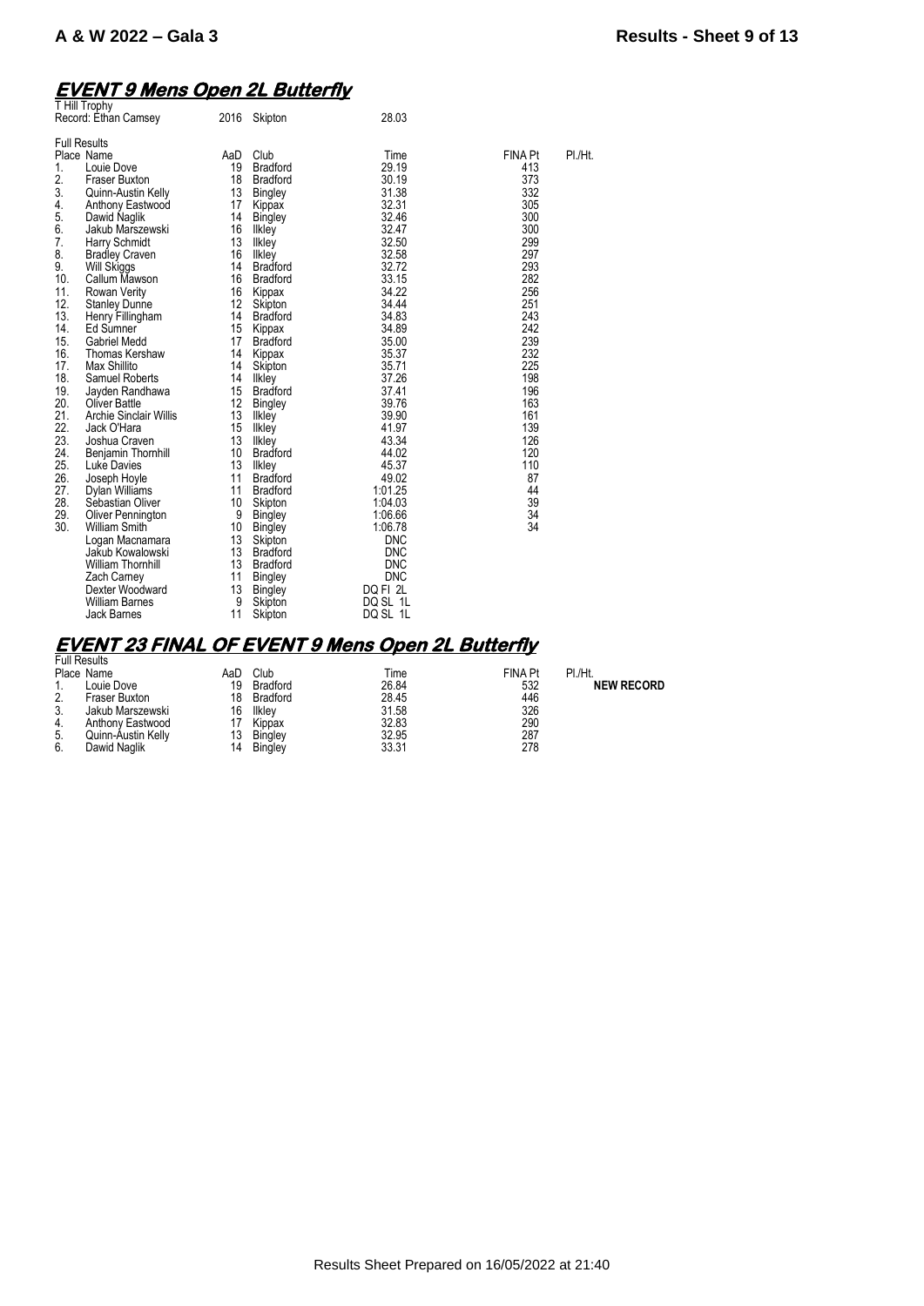## EVENT 9 Mens Open 2L Butterfly

T Hill Trophy

Record: Ethan Camsey 2016 Skipton 28.03

Full Results

| Place | Name | AaD | Club | Time | FINA Pt | Pl./Ht. |
|---|---|---|---|---|---|---|
| 1. | Louie Dove | 19 | Bradford | 29.19 | 413 | |
| 2. | Fraser Buxton | 18 | Bradford | 30.19 | 373 | |
| 3. | Quinn-Austin Kelly | 13 | Bingley | 31.38 | 332 | |
| 4. | Anthony Eastwood | 17 | Kippax | 32.31 | 305 | |
| 5. | Dawid Naglik | 14 | Bingley | 32.46 | 300 | |
| 6. | Jakub Marszewski | 16 | Ilkley | 32.47 | 300 | |
| 7. | Harry Schmidt | 13 | Ilkley | 32.50 | 299 | |
| 8. | Bradley Craven | 16 | Ilkley | 32.58 | 297 | |
| 9. | Will Skiggs | 14 | Bradford | 32.72 | 293 | |
| 10. | Callum Mawson | 16 | Bradford | 33.15 | 282 | |
| 11. | Rowan Verity | 16 | Kippax | 34.22 | 256 | |
| 12. | Stanley Dunne | 12 | Skipton | 34.44 | 251 | |
| 13. | Henry Fillingham | 14 | Bradford | 34.83 | 243 | |
| 14. | Ed Sumner | 15 | Kippax | 34.89 | 242 | |
| 15. | Gabriel Medd | 17 | Bradford | 35.00 | 239 | |
| 16. | Thomas Kershaw | 14 | Kippax | 35.37 | 232 | |
| 17. | Max Shillito | 14 | Skipton | 35.71 | 225 | |
| 18. | Samuel Roberts | 14 | Ilkley | 37.26 | 198 | |
| 19. | Jayden Randhawa | 15 | Bradford | 37.41 | 196 | |
| 20. | Oliver Battle | 12 | Bingley | 39.76 | 163 | |
| 21. | Archie Sinclair Willis | 13 | Ilkley | 39.90 | 161 | |
| 22. | Jack O'Hara | 15 | Ilkley | 41.97 | 139 | |
| 23. | Joshua Craven | 13 | Ilkley | 43.34 | 126 | |
| 24. | Benjamin Thornhill | 10 | Bradford | 44.02 | 120 | |
| 25. | Luke Davies | 13 | Ilkley | 45.37 | 110 | |
| 26. | Joseph Hoyle | 11 | Bradford | 49.02 | 87 | |
| 27. | Dylan Williams | 11 | Bradford | 1:01.25 | 44 | |
| 28. | Sebastian Oliver | 10 | Skipton | 1:04.03 | 39 | |
| 29. | Oliver Pennington | 9 | Bingley | 1:06.66 | 34 | |
| 30. | William Smith | 10 | Bingley | 1:06.78 | 34 | |
| | Logan Macnamara | 13 | Skipton | DNC | | |
| | Jakub Kowalowski | 13 | Bradford | DNC | | |
| | William Thornhill | 13 | Bradford | DNC | | |
| | Zach Carney | 11 | Bingley | DNC | | |
| | Dexter Woodward | 13 | Bingley | DQ FI 2L | | |
| | William Barnes | 9 | Skipton | DQ SL 1L | | |
| | Jack Barnes | 11 | Skipton | DQ SL 1L | | |

## EVENT 23 FINAL OF EVENT 9 Mens Open 2L Butterfly

Full Results

| Place | Name | AaD | Club | Time | FINA Pt | Pl./Ht. |
|---|---|---|---|---|---|---|
| 1. | Louie Dove | 19 | Bradford | 26.84 | 532 | **NEW RECORD** |
| 2. | Fraser Buxton | 18 | Bradford | 28.45 | 446 | |
| 3. | Jakub Marszewski | 16 | Ilkley | 31.58 | 326 | |
| 4. | Anthony Eastwood | 17 | Kippax | 32.83 | 290 | |
| 5. | Quinn-Austin Kelly | 13 | Bingley | 32.95 | 287 | |
| 6. | Dawid Naglik | 14 | Bingley | 33.31 | 278 | |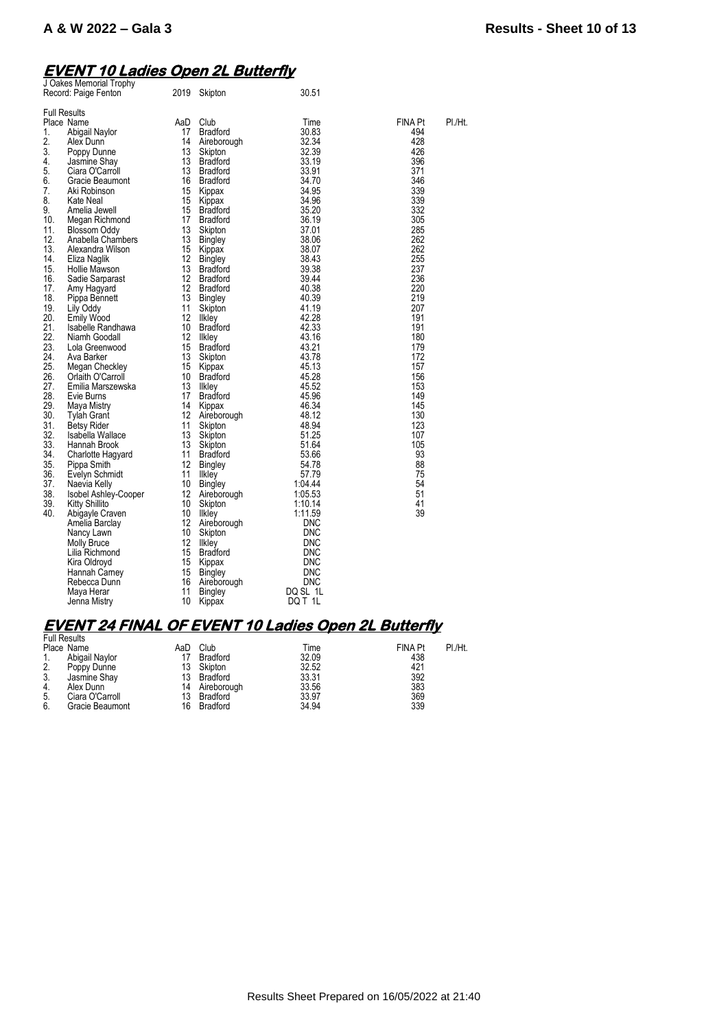## EVENT 10 Ladies Open 2L Butterfly

J Oakes Memorial Trophy
Record: Paige Fenton 2019 Skipton 30.51

Full Results

| Place | Name | AaD | Club | Time | FINA Pt | Pl./Ht. |
|---|---|---|---|---|---|---|
| 1. | Abigail Naylor | 17 | Bradford | 30.83 | 494 | |
| 2. | Alex Dunn | 14 | Aireborough | 32.34 | 428 | |
| 3. | Poppy Dunne | 13 | Skipton | 32.39 | 426 | |
| 4. | Jasmine Shay | 13 | Bradford | 33.19 | 396 | |
| 5. | Ciara O'Carroll | 13 | Bradford | 33.91 | 371 | |
| 6. | Gracie Beaumont | 16 | Bradford | 34.70 | 346 | |
| 7. | Aki Robinson | 15 | Kippax | 34.95 | 339 | |
| 8. | Kate Neal | 15 | Kippax | 34.96 | 339 | |
| 9. | Amelia Jewell | 15 | Bradford | 35.20 | 332 | |
| 10. | Megan Richmond | 17 | Bradford | 36.19 | 305 | |
| 11. | Blossom Oddy | 13 | Skipton | 37.01 | 285 | |
| 12. | Anabella Chambers | 13 | Bingley | 38.06 | 262 | |
| 13. | Alexandra Wilson | 15 | Kippax | 38.07 | 262 | |
| 14. | Eliza Naglik | 12 | Bingley | 38.43 | 255 | |
| 15. | Hollie Mawson | 13 | Bradford | 39.38 | 237 | |
| 16. | Sadie Sarparast | 12 | Bradford | 39.44 | 236 | |
| 17. | Amy Hagyard | 12 | Bradford | 40.38 | 220 | |
| 18. | Pippa Bennett | 13 | Bingley | 40.39 | 219 | |
| 19. | Lily Oddy | 11 | Skipton | 41.19 | 207 | |
| 20. | Emily Wood | 12 | Ilkley | 42.28 | 191 | |
| 21. | Isabelle Randhawa | 10 | Bradford | 42.33 | 191 | |
| 22. | Niamh Goodall | 12 | Ilkley | 43.16 | 180 | |
| 23. | Lola Greenwood | 15 | Bradford | 43.21 | 179 | |
| 24. | Ava Barker | 13 | Skipton | 43.78 | 172 | |
| 25. | Megan Checkley | 15 | Kippax | 45.13 | 157 | |
| 26. | Orlaith O'Carroll | 10 | Bradford | 45.28 | 156 | |
| 27. | Emilia Marszewska | 13 | Ilkley | 45.52 | 153 | |
| 28. | Evie Burns | 17 | Bradford | 45.96 | 149 | |
| 29. | Maya Mistry | 14 | Kippax | 46.34 | 145 | |
| 30. | Tylah Grant | 12 | Aireborough | 48.12 | 130 | |
| 31. | Betsy Rider | 11 | Skipton | 48.94 | 123 | |
| 32. | Isabella Wallace | 13 | Skipton | 51.25 | 107 | |
| 33. | Hannah Brook | 13 | Skipton | 51.64 | 105 | |
| 34. | Charlotte Hagyard | 11 | Bradford | 53.66 | 93 | |
| 35. | Pippa Smith | 12 | Bingley | 54.78 | 88 | |
| 36. | Evelyn Schmidt | 11 | Ilkley | 57.79 | 75 | |
| 37. | Naevia Kelly | 10 | Bingley | 1:04.44 | 54 | |
| 38. | Isobel Ashley-Cooper | 12 | Aireborough | 1:05.53 | 51 | |
| 39. | Kitty Shillito | 10 | Skipton | 1:10.14 | 41 | |
| 40. | Abigayle Craven | 10 | Ilkley | 1:11.59 | 39 | |
| | Amelia Barclay | 12 | Aireborough | DNC | | |
| | Nancy Lawn | 10 | Skipton | DNC | | |
| | Molly Bruce | 12 | Ilkley | DNC | | |
| | Lilia Richmond | 15 | Bradford | DNC | | |
| | Kira Oldroyd | 15 | Kippax | DNC | | |
| | Hannah Carney | 15 | Bingley | DNC | | |
| | Rebecca Dunn | 16 | Aireborough | DNC | | |
| | Maya Herar | 11 | Bingley | DQ SL 1L | | |
| | Jenna Mistry | 10 | Kippax | DQ T 1L | | |

## EVENT 24 FINAL OF EVENT 10 Ladies Open 2L Butterfly

Full Results

| Place | Name | AaD | Club | Time | FINA Pt | Pl./Ht. |
|---|---|---|---|---|---|---|
| 1. | Abigail Naylor | 17 | Bradford | 32.09 | 438 | |
| 2. | Poppy Dunne | 13 | Skipton | 32.52 | 421 | |
| 3. | Jasmine Shay | 13 | Bradford | 33.31 | 392 | |
| 4. | Alex Dunn | 14 | Aireborough | 33.56 | 383 | |
| 5. | Ciara O'Carroll | 13 | Bradford | 33.97 | 369 | |
| 6. | Gracie Beaumont | 16 | Bradford | 34.94 | 339 | |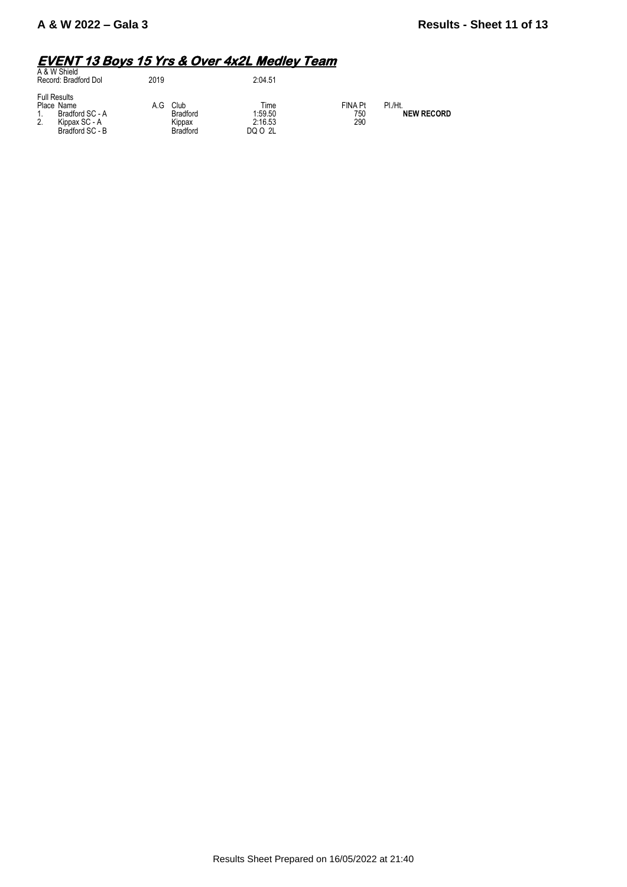## EVENT 13 Boys 15 Yrs & Over 4x2L Medley Team

A & W Shield

| Record: Bradford Dol | 2019 | 2:04.51 |
|---|---|---|

Full Results

| Place | Name | A.G | Club | Time | FINA Pt | Pl./Ht. |
|---|---|---|---|---|---|---|
| 1. | Bradford SC - A | | Bradford | 1:59.50 | 750 | **NEW RECORD** |
| 2. | Kippax SC - A | | Kippax | 2:16.53 | 290 | |
| | Bradford SC - B | | Bradford | DQ O 2L | | |

Results Sheet Prepared on 16/05/2022 at 21:40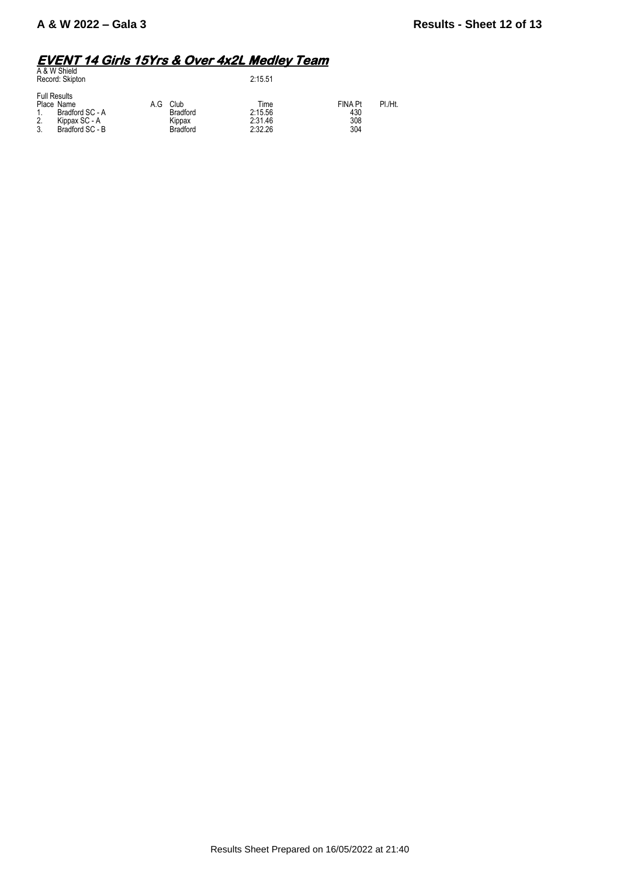## EVENT 14 Girls 15Yrs & Over 4x2L Medley Team

A & W Shield
Record: Skipton 2:15.51

Full Results

| Place | Name | A.G | Club | Time | FINA Pt | Pl./Ht. |
|---|---|---|---|---|---|---|
| 1. | Bradford SC - A | | Bradford | 2:15.56 | 430 | |
| 2. | Kippax SC - A | | Kippax | 2:31.46 | 308 | |
| 3. | Bradford SC - B | | Bradford | 2:32.26 | 304 | |

Results Sheet Prepared on 16/05/2022 at 21:40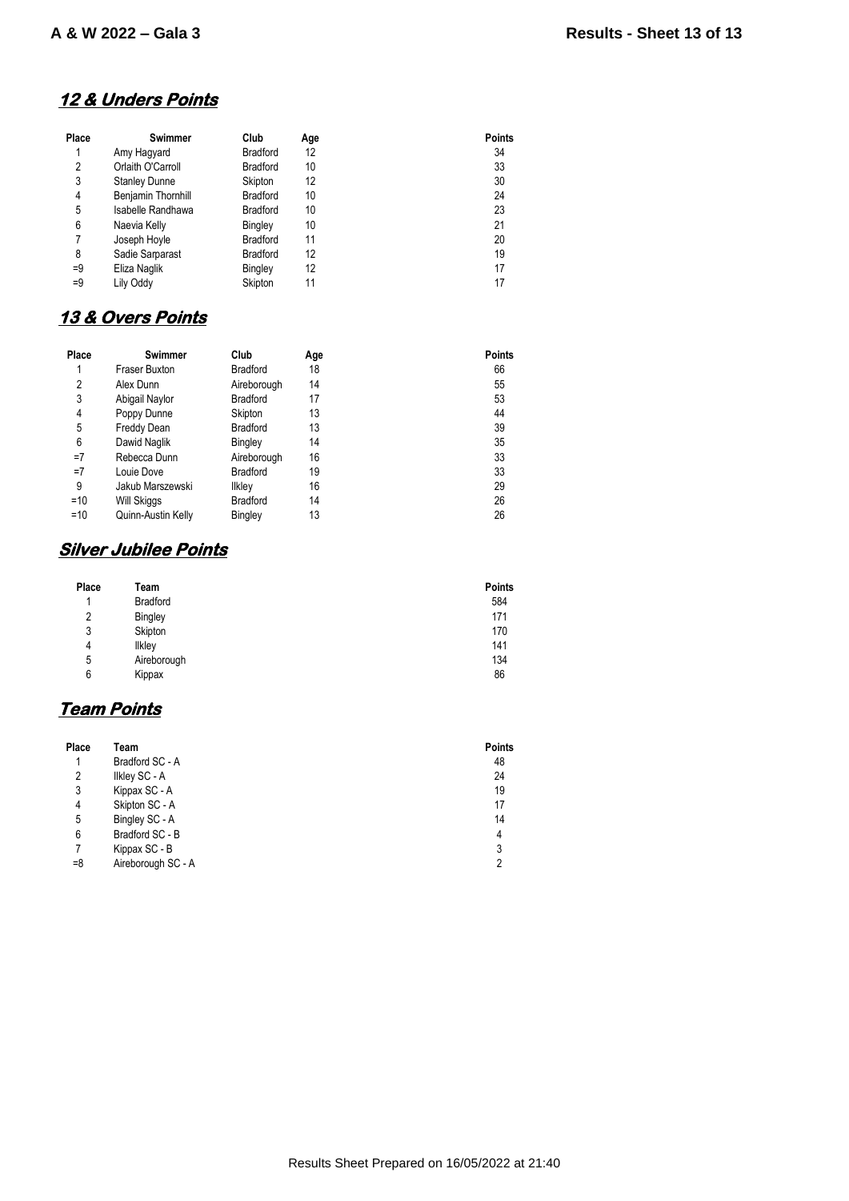## *12 & Unders Points*

| Place | Swimmer | Club | Age | Points |
|---|---|---|---|---|
| 1 | Amy Hagyard | Bradford | 12 | 34 |
| 2 | Orlaith O'Carroll | Bradford | 10 | 33 |
| 3 | Stanley Dunne | Skipton | 12 | 30 |
| 4 | Benjamin Thornhill | Bradford | 10 | 24 |
| 5 | Isabelle Randhawa | Bradford | 10 | 23 |
| 6 | Naevia Kelly | Bingley | 10 | 21 |
| 7 | Joseph Hoyle | Bradford | 11 | 20 |
| 8 | Sadie Sarparast | Bradford | 12 | 19 |
| =9 | Eliza Naglik | Bingley | 12 | 17 |
| =9 | Lily Oddy | Skipton | 11 | 17 |

## *13 & Overs Points*

| Place | Swimmer | Club | Age | Points |
|---|---|---|---|---|
| 1 | Fraser Buxton | Bradford | 18 | 66 |
| 2 | Alex Dunn | Aireborough | 14 | 55 |
| 3 | Abigail Naylor | Bradford | 17 | 53 |
| 4 | Poppy Dunne | Skipton | 13 | 44 |
| 5 | Freddy Dean | Bradford | 13 | 39 |
| 6 | Dawid Naglik | Bingley | 14 | 35 |
| =7 | Rebecca Dunn | Aireborough | 16 | 33 |
| =7 | Louie Dove | Bradford | 19 | 33 |
| 9 | Jakub Marszewski | Ilkley | 16 | 29 |
| =10 | Will Skiggs | Bradford | 14 | 26 |
| =10 | Quinn-Austin Kelly | Bingley | 13 | 26 |

## *Silver Jubilee Points*

| Place | Team | Points |
|---|---|---|
| 1 | Bradford | 584 |
| 2 | Bingley | 171 |
| 3 | Skipton | 170 |
| 4 | Ilkley | 141 |
| 5 | Aireborough | 134 |
| 6 | Kippax | 86 |

## *Team Points*

| Place | Team | Points |
|---|---|---|
| 1 | Bradford SC - A | 48 |
| 2 | Ilkley SC - A | 24 |
| 3 | Kippax SC - A | 19 |
| 4 | Skipton SC - A | 17 |
| 5 | Bingley SC - A | 14 |
| 6 | Bradford SC - B | 4 |
| 7 | Kippax SC - B | 3 |
| =8 | Aireborough SC - A | 2 |

Results Sheet Prepared on 16/05/2022 at 21:40